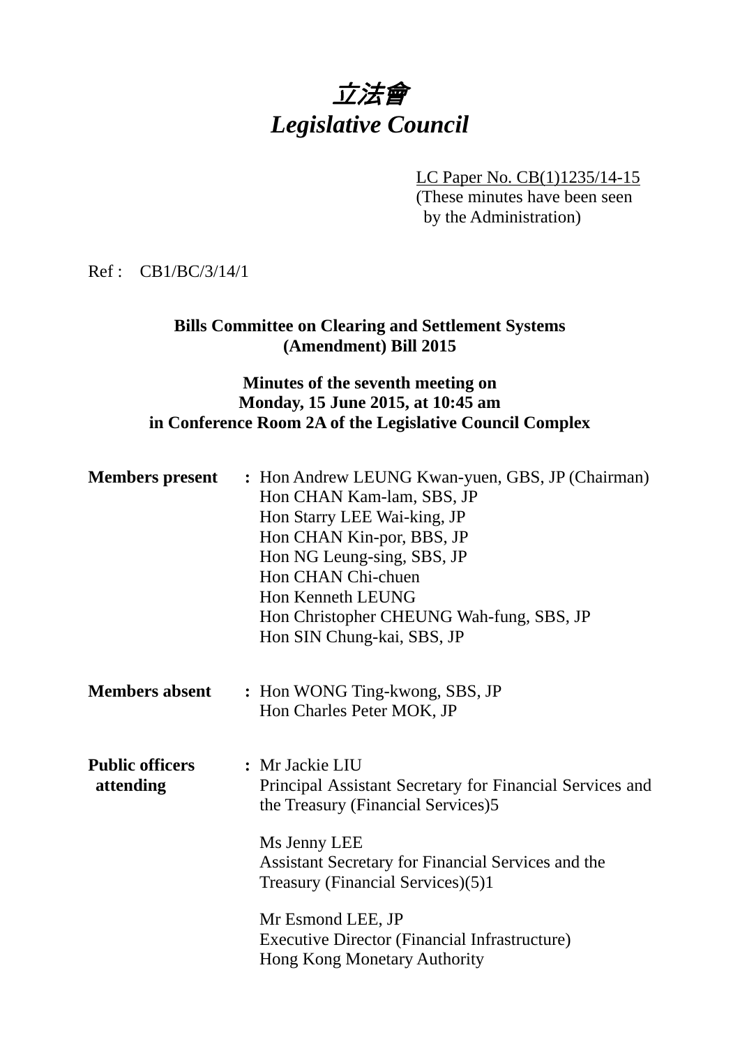# 立法會
# *Legislative Council*

LC Paper No. CB(1)1235/14-15
(These minutes have been seen by the Administration)

Ref : CB1/BC/3/14/1

**Bills Committee on Clearing and Settlement Systems (Amendment) Bill 2015**

**Minutes of the seventh meeting on Monday, 15 June 2015, at 10:45 am in Conference Room 2A of the Legislative Council Complex**

**Members present** : Hon Andrew LEUNG Kwan-yuen, GBS, JP (Chairman)
Hon CHAN Kam-lam, SBS, JP
Hon Starry LEE Wai-king, JP
Hon CHAN Kin-por, BBS, JP
Hon NG Leung-sing, SBS, JP
Hon CHAN Chi-chuen
Hon Kenneth LEUNG
Hon Christopher CHEUNG Wah-fung, SBS, JP
Hon SIN Chung-kai, SBS, JP

**Members absent** : Hon WONG Ting-kwong, SBS, JP
Hon Charles Peter MOK, JP

**Public officers attending** : Mr Jackie LIU
Principal Assistant Secretary for Financial Services and the Treasury (Financial Services)5

Ms Jenny LEE
Assistant Secretary for Financial Services and the Treasury (Financial Services)(5)1

Mr Esmond LEE, JP
Executive Director (Financial Infrastructure)
Hong Kong Monetary Authority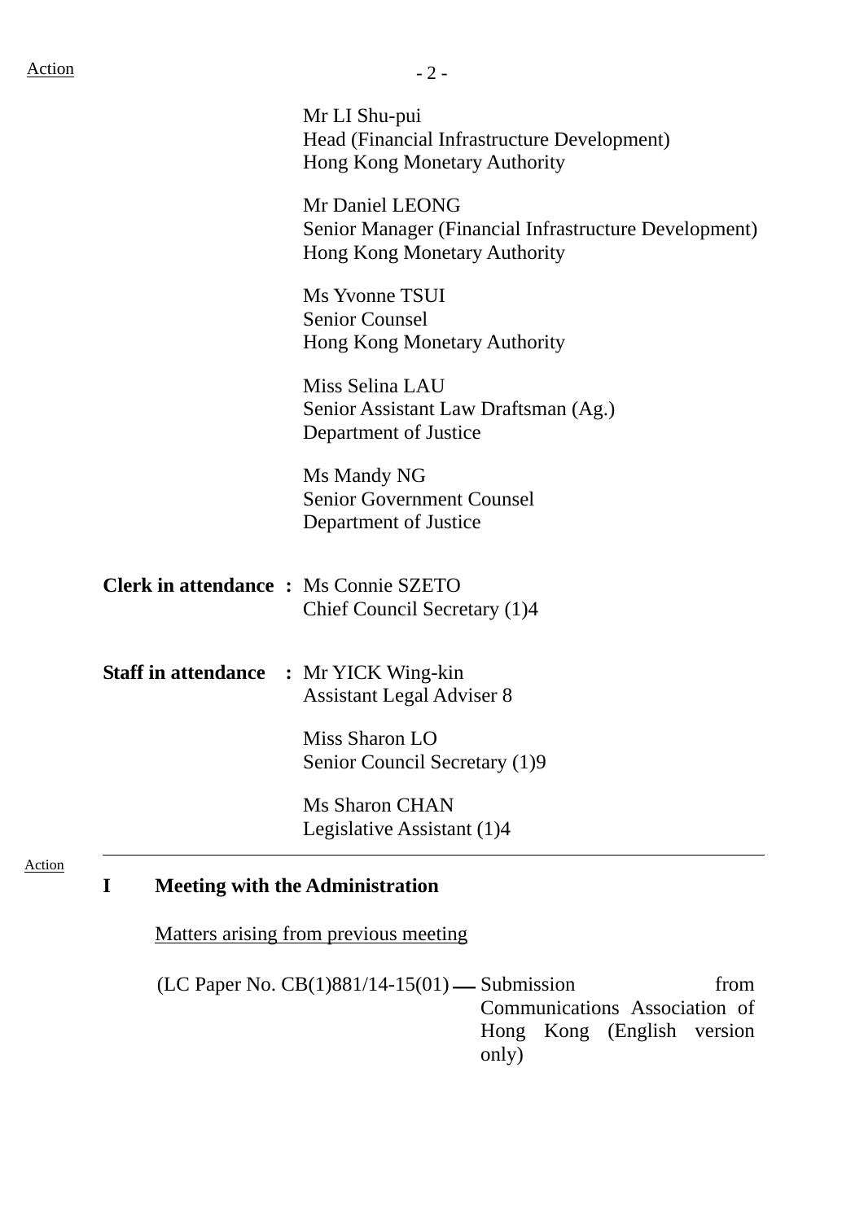Action

Mr LI Shu-pui
Head (Financial Infrastructure Development)
Hong Kong Monetary Authority

Mr Daniel LEONG
Senior Manager (Financial Infrastructure Development)
Hong Kong Monetary Authority

Ms Yvonne TSUI
Senior Counsel
Hong Kong Monetary Authority

Miss Selina LAU
Senior Assistant Law Draftsman (Ag.)
Department of Justice

Ms Mandy NG
Senior Government Counsel
Department of Justice

**Clerk in attendance :** Ms Connie SZETO
Chief Council Secretary (1)4

**Staff in attendance :** Mr YICK Wing-kin
Assistant Legal Adviser 8

Miss Sharon LO
Senior Council Secretary (1)9

Ms Sharon CHAN
Legislative Assistant (1)4

---

Action

## I Meeting with the Administration

Matters arising from previous meeting

(LC Paper No. CB(1)881/14-15(01) — Submission from Communications Association of Hong Kong (English version only)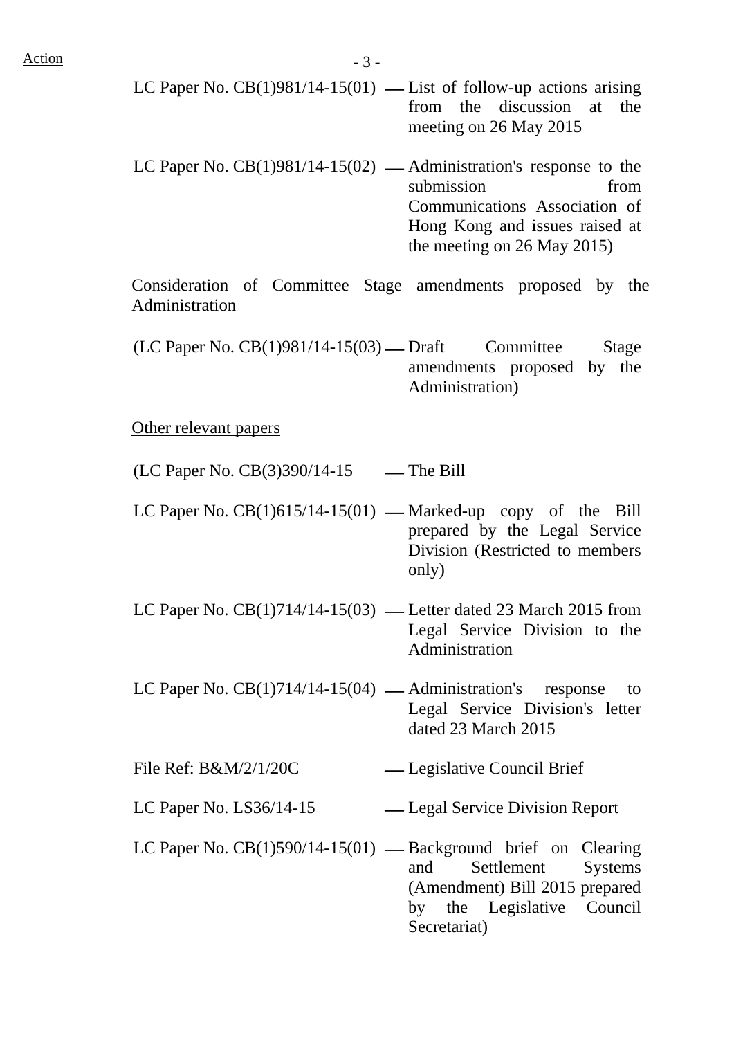Action

LC Paper No. CB(1)981/14-15(01) — List of follow-up actions arising from the discussion at the meeting on 26 May 2015

LC Paper No. CB(1)981/14-15(02) — Administration's response to the submission from Communications Association of Hong Kong and issues raised at the meeting on 26 May 2015)

Consideration of Committee Stage amendments proposed by the Administration

(LC Paper No. CB(1)981/14-15(03) — Draft Committee Stage amendments proposed by the Administration)

Other relevant papers

(LC Paper No. CB(3)390/14-15 — The Bill

LC Paper No. CB(1)615/14-15(01) — Marked-up copy of the Bill prepared by the Legal Service Division (Restricted to members only)

LC Paper No. CB(1)714/14-15(03) — Letter dated 23 March 2015 from Legal Service Division to the Administration

LC Paper No. CB(1)714/14-15(04) — Administration's response to Legal Service Division's letter dated 23 March 2015

File Ref: B&M/2/1/20C — Legislative Council Brief

LC Paper No. LS36/14-15 — Legal Service Division Report

LC Paper No. CB(1)590/14-15(01) — Background brief on Clearing and Settlement Systems (Amendment) Bill 2015 prepared by the Legislative Council Secretariat)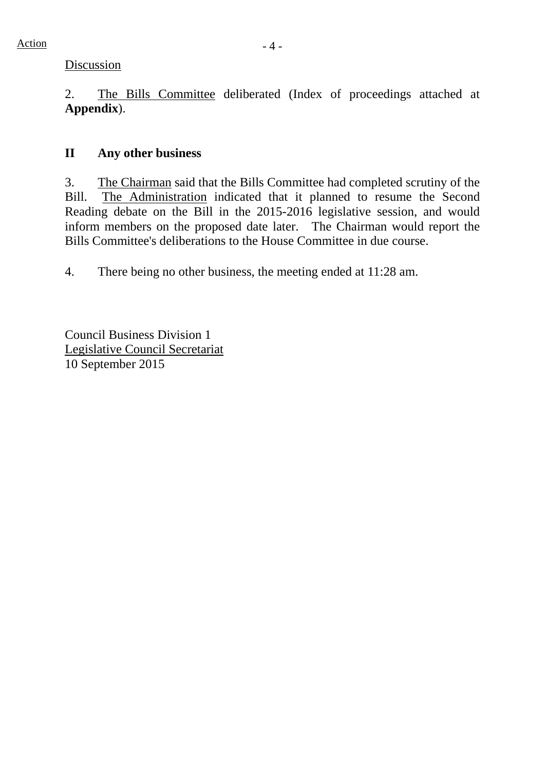Action

Discussion

2. The Bills Committee deliberated (Index of proceedings attached at **Appendix**).

## II Any other business

3. The Chairman said that the Bills Committee had completed scrutiny of the Bill. The Administration indicated that it planned to resume the Second Reading debate on the Bill in the 2015-2016 legislative session, and would inform members on the proposed date later. The Chairman would report the Bills Committee's deliberations to the House Committee in due course.

4. There being no other business, the meeting ended at 11:28 am.

Council Business Division 1
Legislative Council Secretariat
10 September 2015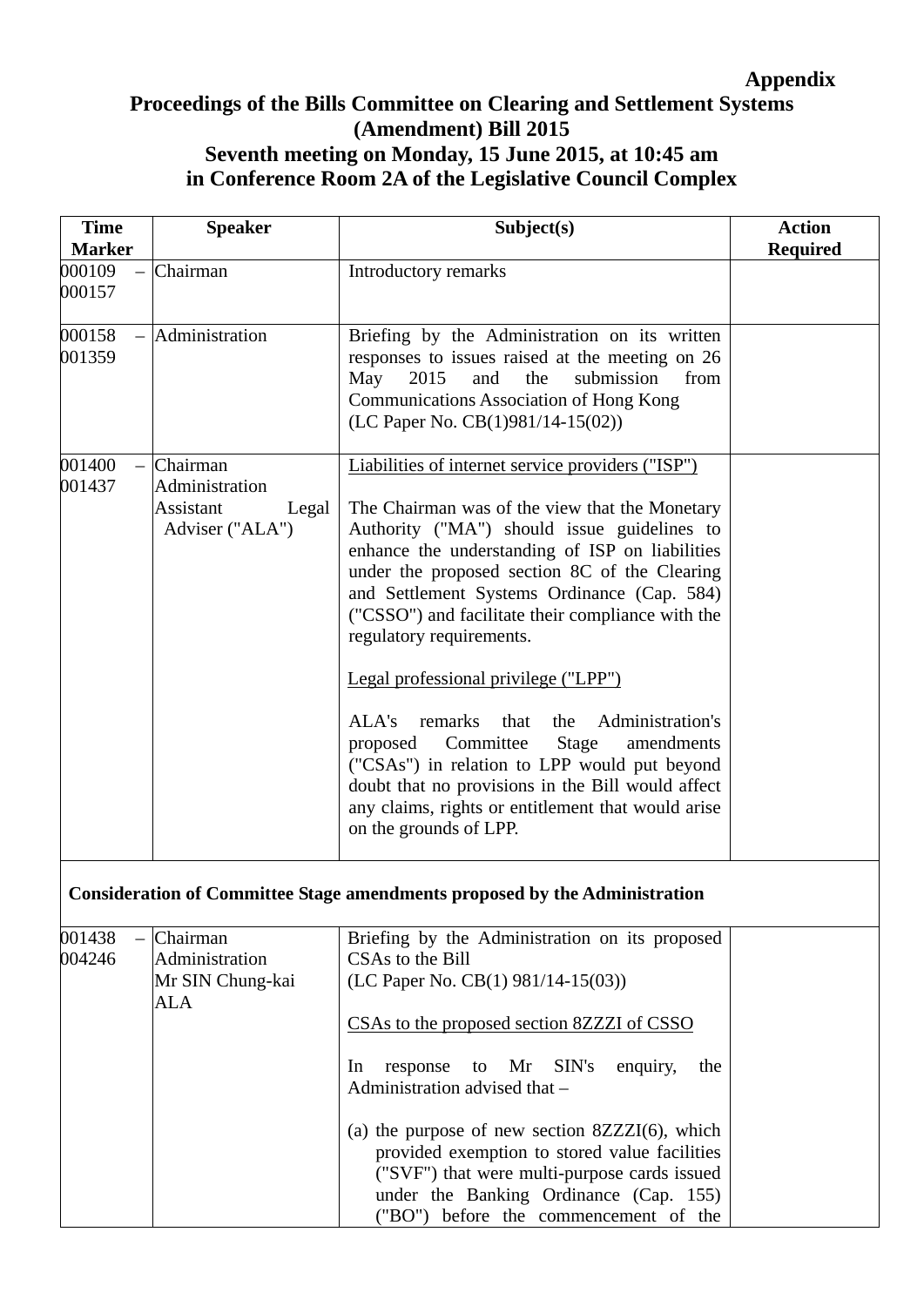**Appendix**

# Proceedings of the Bills Committee on Clearing and Settlement Systems (Amendment) Bill 2015
## Seventh meeting on Monday, 15 June 2015, at 10:45 am in Conference Room 2A of the Legislative Council Complex

| Time Marker | Speaker | Subject(s) | Action Required |
|---|---|---|---|
| 000109 – 000157 | Chairman | Introductory remarks | |
| 000158 – 001359 | Administration | Briefing by the Administration on its written responses to issues raised at the meeting on 26 May 2015 and the submission from Communications Association of Hong Kong (LC Paper No. CB(1)981/14-15(02)) | |
| 001400 – 001437 | Chairman<br>Administration<br>Assistant Legal Adviser ("ALA") | <u>Liabilities of internet service providers ("ISP")</u><br><br>The Chairman was of the view that the Monetary Authority ("MA") should issue guidelines to enhance the understanding of ISP on liabilities under the proposed section 8C of the Clearing and Settlement Systems Ordinance (Cap. 584) ("CSSO") and facilitate their compliance with the regulatory requirements.<br><br><u>Legal professional privilege ("LPP")</u><br><br>ALA's remarks that the Administration's proposed Committee Stage amendments ("CSAs") in relation to LPP would put beyond doubt that no provisions in the Bill would affect any claims, rights or entitlement that would arise on the grounds of LPP. | |
| **Consideration of Committee Stage amendments proposed by the Administration** | | | |
| 001438 – 004246 | Chairman<br>Administration<br>Mr SIN Chung-kai<br>ALA | Briefing by the Administration on its proposed CSAs to the Bill<br>(LC Paper No. CB(1) 981/14-15(03))<br><br><u>CSAs to the proposed section 8ZZZI of CSSO</u><br><br>In response to Mr SIN's enquiry, the Administration advised that –<br><br>(a) the purpose of new section 8ZZZI(6), which provided exemption to stored value facilities ("SVF") that were multi-purpose cards issued under the Banking Ordinance (Cap. 155) ("BO") before the commencement of the | |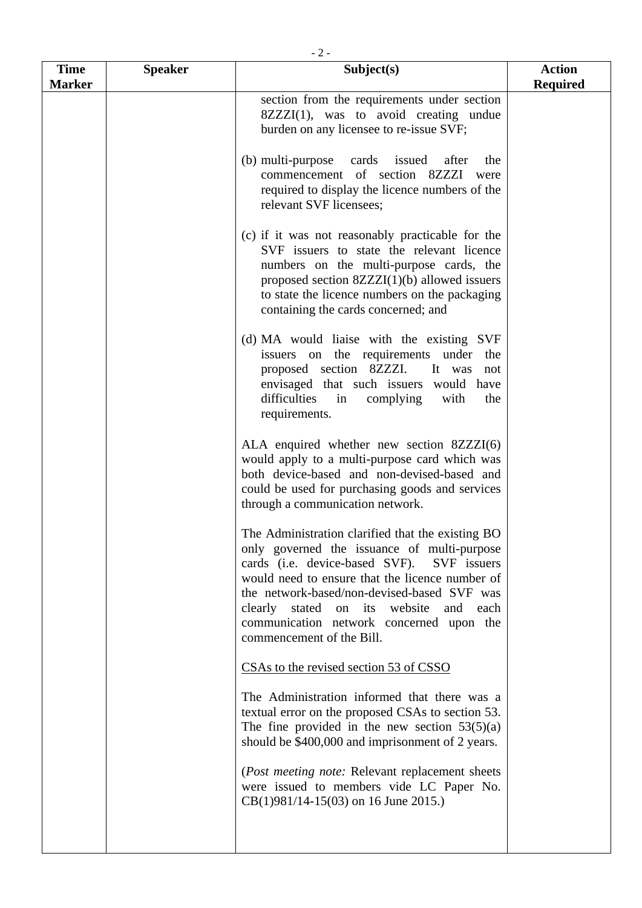| Time Marker | Speaker | Subject(s) | Action Required |
|---|---|---|---|
| | | section from the requirements under section 8ZZZI(1), was to avoid creating undue burden on any licensee to re-issue SVF;<br><br>(b) multi-purpose cards issued after the commencement of section 8ZZZI were required to display the licence numbers of the relevant SVF licensees;<br><br>(c) if it was not reasonably practicable for the SVF issuers to state the relevant licence numbers on the multi-purpose cards, the proposed section 8ZZZI(1)(b) allowed issuers to state the licence numbers on the packaging containing the cards concerned; and<br><br>(d) MA would liaise with the existing SVF issuers on the requirements under the proposed section 8ZZZI. It was not envisaged that such issuers would have difficulties in complying with the requirements.<br><br>ALA enquired whether new section 8ZZZI(6) would apply to a multi-purpose card which was both device-based and non-devised-based and could be used for purchasing goods and services through a communication network.<br><br>The Administration clarified that the existing BO only governed the issuance of multi-purpose cards (i.e. device-based SVF). SVF issuers would need to ensure that the licence number of the network-based/non-devised-based SVF was clearly stated on its website and each communication network concerned upon the commencement of the Bill.<br><br><u>CSAs to the revised section 53 of CSSO</u><br><br>The Administration informed that there was a textual error on the proposed CSAs to section 53. The fine provided in the new section 53(5)(a) should be $400,000 and imprisonment of 2 years.<br><br>(*Post meeting note:* Relevant replacement sheets were issued to members vide LC Paper No. CB(1)981/14-15(03) on 16 June 2015.) | |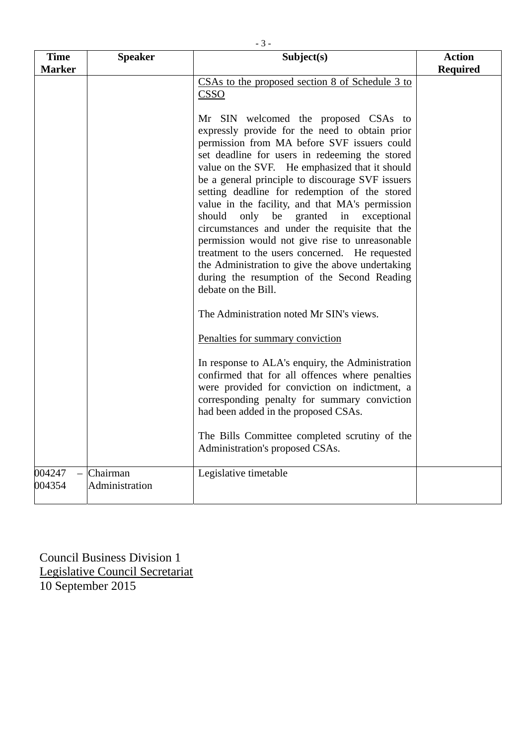| Time Marker | Speaker | Subject(s) | Action Required |
|---|---|---|---|
| | | <u>CSAs to the proposed section 8 of Schedule 3 to CSSO</u><br><br>Mr SIN welcomed the proposed CSAs to expressly provide for the need to obtain prior permission from MA before SVF issuers could set deadline for users in redeeming the stored value on the SVF. He emphasized that it should be a general principle to discourage SVF issuers setting deadline for redemption of the stored value in the facility, and that MA's permission should only be granted in exceptional circumstances and under the requisite that the permission would not give rise to unreasonable treatment to the users concerned. He requested the Administration to give the above undertaking during the resumption of the Second Reading debate on the Bill.<br><br>The Administration noted Mr SIN's views.<br><br><u>Penalties for summary conviction</u><br><br>In response to ALA's enquiry, the Administration confirmed that for all offences where penalties were provided for conviction on indictment, a corresponding penalty for summary conviction had been added in the proposed CSAs.<br><br>The Bills Committee completed scrutiny of the Administration's proposed CSAs. | |
| 004247 – 004354 | Chairman<br>Administration | Legislative timetable | |

Council Business Division 1
<u>Legislative Council Secretariat</u>
10 September 2015